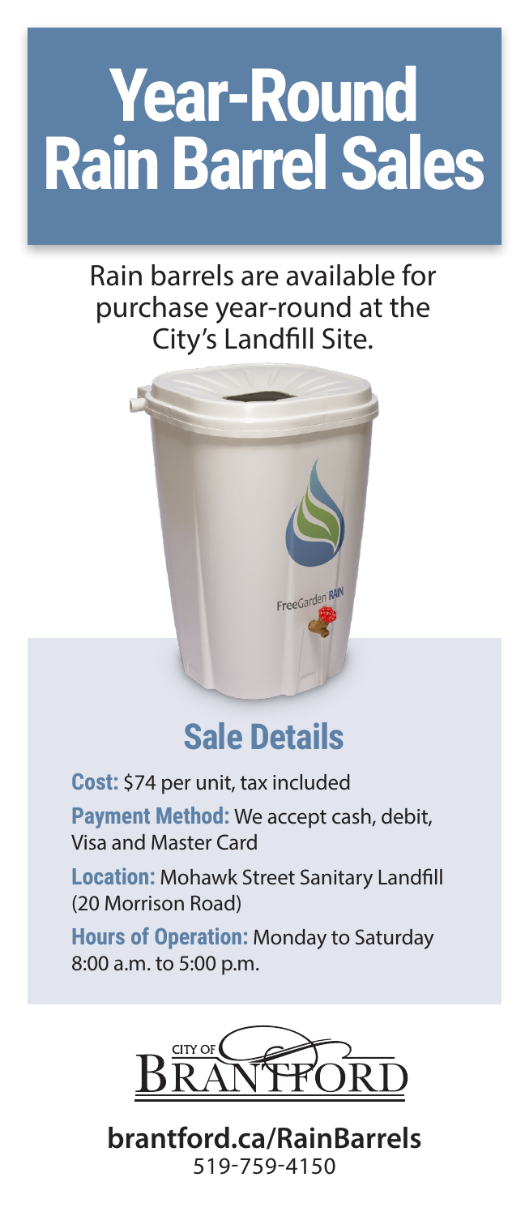# Year-Round Rain Barrel Sales

Rain barrels are available for purchase year-round at the City's Landfill Site.

## Sale Details

**Cost:** $74 per unit, tax included

**Payment Method:** We accept cash, debit, Visa and Master Card

**Location:** Mohawk Street Sanitary Landfill (20 Morrison Road)

**Hours of Operation:** Monday to Saturday 8:00 a.m. to 5:00 p.m.

CITY OF BRANTFORD

**brantford.ca/RainBarrels**
519-759-4150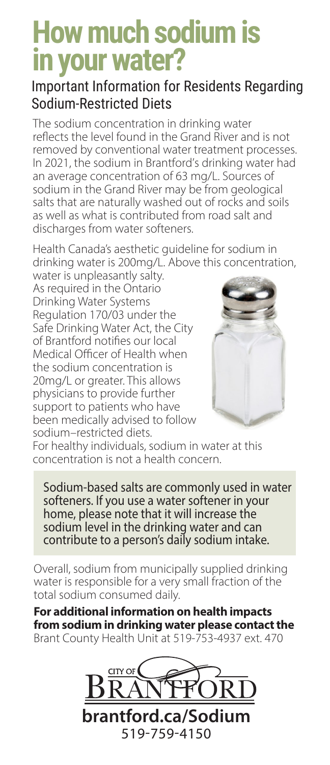# How much sodium is in your water?

## Important Information for Residents Regarding Sodium-Restricted Diets

The sodium concentration in drinking water reflects the level found in the Grand River and is not removed by conventional water treatment processes. In 2021, the sodium in Brantford's drinking water had an average concentration of 63 mg/L. Sources of sodium in the Grand River may be from geological salts that are naturally washed out of rocks and soils as well as what is contributed from road salt and discharges from water softeners.

Health Canada's aesthetic guideline for sodium in drinking water is 200mg/L. Above this concentration, water is unpleasantly salty.

As required in the Ontario Drinking Water Systems Regulation 170/03 under the Safe Drinking Water Act, the City of Brantford notifies our local Medical Officer of Health when the sodium concentration is 20mg/L or greater. This allows physicians to provide further support to patients who have been medically advised to follow sodium–restricted diets.

For healthy individuals, sodium in water at this concentration is not a health concern.

Sodium-based salts are commonly used in water softeners. If you use a water softener in your home, please note that it will increase the sodium level in the drinking water and can contribute to a person's daily sodium intake.

Overall, sodium from municipally supplied drinking water is responsible for a very small fraction of the total sodium consumed daily.

**For additional information on health impacts from sodium in drinking water please contact the** Brant County Health Unit at 519-753-4937 ext. 470

CITY OF BRANTFORD

**brantford.ca/Sodium**

519-759-4150